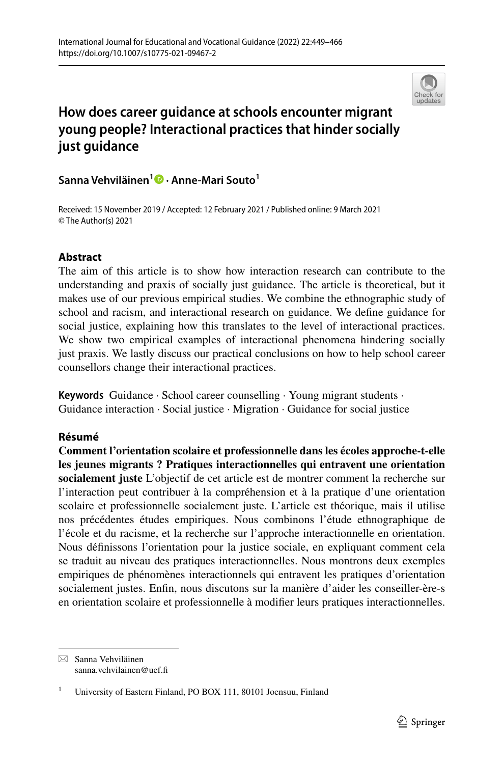# How does career guidance at schools encounter migrant young people? Interactional practices that hinder socially just guidance

**Sanna Vehviläinen[1] · Anne-Mari Souto[1]**

Received: 15 November 2019 / Accepted: 12 February 2021 / Published online: 9 March 2021
© The Author(s) 2021

## Abstract

The aim of this article is to show how interaction research can contribute to the understanding and praxis of socially just guidance. The article is theoretical, but it makes use of our previous empirical studies. We combine the ethnographic study of school and racism, and interactional research on guidance. We define guidance for social justice, explaining how this translates to the level of interactional practices. We show two empirical examples of interactional phenomena hindering socially just praxis. We lastly discuss our practical conclusions on how to help school career counsellors change their interactional practices.

**Keywords** Guidance · School career counselling · Young migrant students · Guidance interaction · Social justice · Migration · Guidance for social justice

## Résumé

**Comment l'orientation scolaire et professionnelle dans les écoles approche-t-elle les jeunes migrants ? Pratiques interactionnelles qui entravent une orientation socialement juste** L'objectif de cet article est de montrer comment la recherche sur l'interaction peut contribuer à la compréhension et à la pratique d'une orientation scolaire et professionnelle socialement juste. L'article est théorique, mais il utilise nos précédentes études empiriques. Nous combinons l'étude ethnographique de l'école et du racisme, et la recherche sur l'approche interactionnelle en orientation. Nous définissons l'orientation pour la justice sociale, en expliquant comment cela se traduit au niveau des pratiques interactionnelles. Nous montrons deux exemples empiriques de phénomènes interactionnels qui entravent les pratiques d'orientation socialement justes. Enfin, nous discutons sur la manière d'aider les conseiller-ère-s en orientation scolaire et professionnelle à modifier leurs pratiques interactionnelles.

---

✉ Sanna Vehviläinen
sanna.vehvilainen@uef.fi

[1] University of Eastern Finland, PO BOX 111, 80101 Joensuu, Finland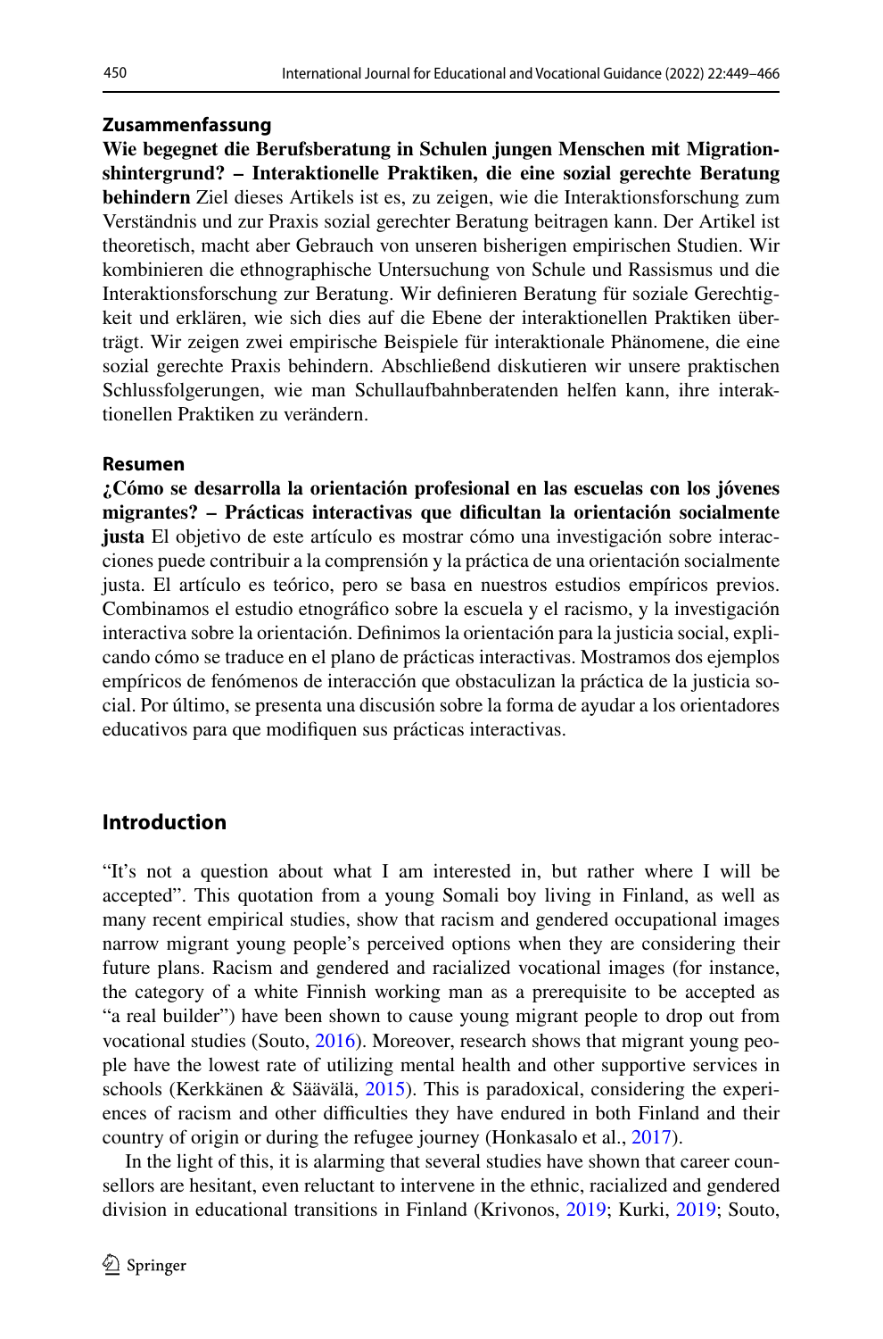### Zusammenfassung

**Wie begegnet die Berufsberatung in Schulen jungen Menschen mit Migrationshintergrund? – Interaktionelle Praktiken, die eine sozial gerechte Beratung behindern** Ziel dieses Artikels ist es, zu zeigen, wie die Interaktionsforschung zum Verständnis und zur Praxis sozial gerechter Beratung beitragen kann. Der Artikel ist theoretisch, macht aber Gebrauch von unseren bisherigen empirischen Studien. Wir kombinieren die ethnographische Untersuchung von Schule und Rassismus und die Interaktionsforschung zur Beratung. Wir definieren Beratung für soziale Gerechtigkeit und erklären, wie sich dies auf die Ebene der interaktionellen Praktiken überträgt. Wir zeigen zwei empirische Beispiele für interaktionale Phänomene, die eine sozial gerechte Praxis behindern. Abschließend diskutieren wir unsere praktischen Schlussfolgerungen, wie man Schullaufbahnberatenden helfen kann, ihre interaktionellen Praktiken zu verändern.

### Resumen

**¿Cómo se desarrolla la orientación profesional en las escuelas con los jóvenes migrantes? – Prácticas interactivas que dificultan la orientación socialmente justa** El objetivo de este artículo es mostrar cómo una investigación sobre interacciones puede contribuir a la comprensión y la práctica de una orientación socialmente justa. El artículo es teórico, pero se basa en nuestros estudios empíricos previos. Combinamos el estudio etnográfico sobre la escuela y el racismo, y la investigación interactiva sobre la orientación. Definimos la orientación para la justicia social, explicando cómo se traduce en el plano de prácticas interactivas. Mostramos dos ejemplos empíricos de fenómenos de interacción que obstaculizan la práctica de la justicia social. Por último, se presenta una discusión sobre la forma de ayudar a los orientadores educativos para que modifiquen sus prácticas interactivas.

## Introduction

"It's not a question about what I am interested in, but rather where I will be accepted". This quotation from a young Somali boy living in Finland, as well as many recent empirical studies, show that racism and gendered occupational images narrow migrant young people's perceived options when they are considering their future plans. Racism and gendered and racialized vocational images (for instance, the category of a white Finnish working man as a prerequisite to be accepted as "a real builder") have been shown to cause young migrant people to drop out from vocational studies (Souto, 2016). Moreover, research shows that migrant young people have the lowest rate of utilizing mental health and other supportive services in schools (Kerkkänen & Säävälä, 2015). This is paradoxical, considering the experiences of racism and other difficulties they have endured in both Finland and their country of origin or during the refugee journey (Honkasalo et al., 2017).

In the light of this, it is alarming that several studies have shown that career counsellors are hesitant, even reluctant to intervene in the ethnic, racialized and gendered division in educational transitions in Finland (Krivonos, 2019; Kurki, 2019; Souto,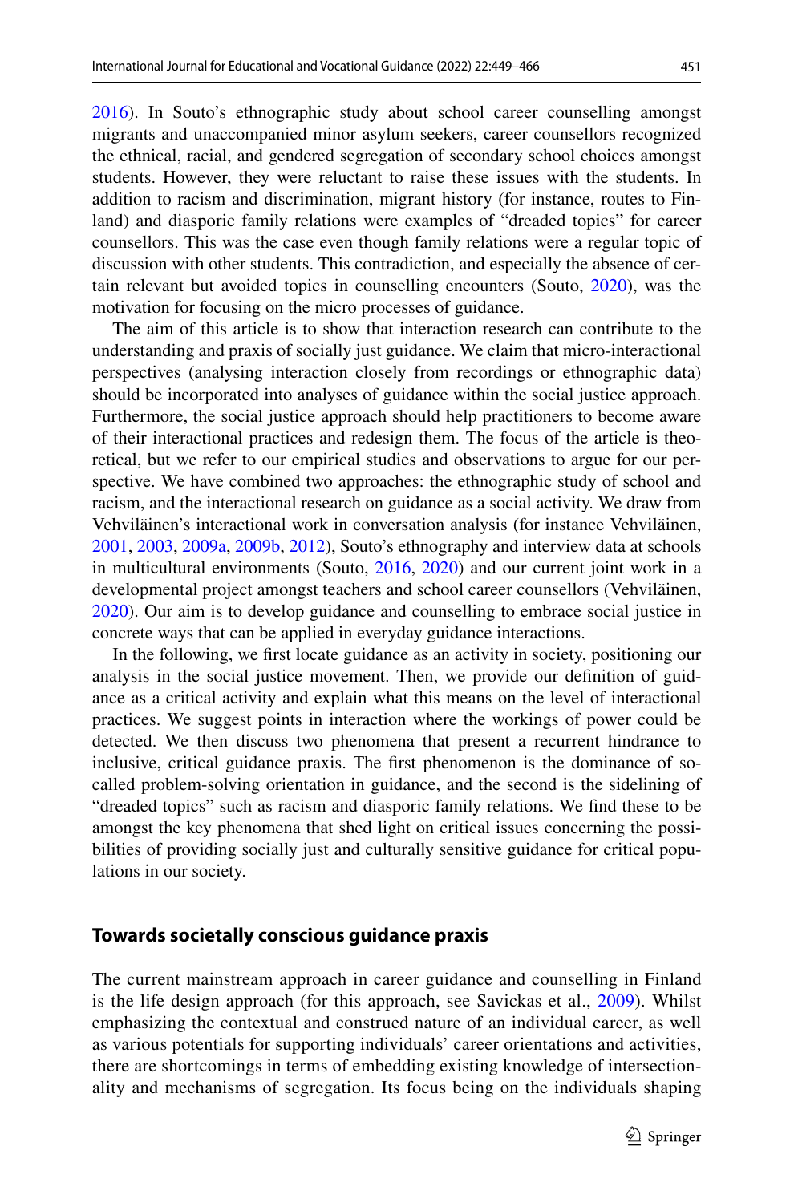2016). In Souto's ethnographic study about school career counselling amongst migrants and unaccompanied minor asylum seekers, career counsellors recognized the ethnical, racial, and gendered segregation of secondary school choices amongst students. However, they were reluctant to raise these issues with the students. In addition to racism and discrimination, migrant history (for instance, routes to Finland) and diasporic family relations were examples of "dreaded topics" for career counsellors. This was the case even though family relations were a regular topic of discussion with other students. This contradiction, and especially the absence of certain relevant but avoided topics in counselling encounters (Souto, 2020), was the motivation for focusing on the micro processes of guidance.

The aim of this article is to show that interaction research can contribute to the understanding and praxis of socially just guidance. We claim that micro-interactional perspectives (analysing interaction closely from recordings or ethnographic data) should be incorporated into analyses of guidance within the social justice approach. Furthermore, the social justice approach should help practitioners to become aware of their interactional practices and redesign them. The focus of the article is theoretical, but we refer to our empirical studies and observations to argue for our perspective. We have combined two approaches: the ethnographic study of school and racism, and the interactional research on guidance as a social activity. We draw from Vehviläinen's interactional work in conversation analysis (for instance Vehviläinen, 2001, 2003, 2009a, 2009b, 2012), Souto's ethnography and interview data at schools in multicultural environments (Souto, 2016, 2020) and our current joint work in a developmental project amongst teachers and school career counsellors (Vehviläinen, 2020). Our aim is to develop guidance and counselling to embrace social justice in concrete ways that can be applied in everyday guidance interactions.

In the following, we first locate guidance as an activity in society, positioning our analysis in the social justice movement. Then, we provide our definition of guidance as a critical activity and explain what this means on the level of interactional practices. We suggest points in interaction where the workings of power could be detected. We then discuss two phenomena that present a recurrent hindrance to inclusive, critical guidance praxis. The first phenomenon is the dominance of so-called problem-solving orientation in guidance, and the second is the sidelining of "dreaded topics" such as racism and diasporic family relations. We find these to be amongst the key phenomena that shed light on critical issues concerning the possibilities of providing socially just and culturally sensitive guidance for critical populations in our society.

## Towards societally conscious guidance praxis

The current mainstream approach in career guidance and counselling in Finland is the life design approach (for this approach, see Savickas et al., 2009). Whilst emphasizing the contextual and construed nature of an individual career, as well as various potentials for supporting individuals' career orientations and activities, there are shortcomings in terms of embedding existing knowledge of intersectionality and mechanisms of segregation. Its focus being on the individuals shaping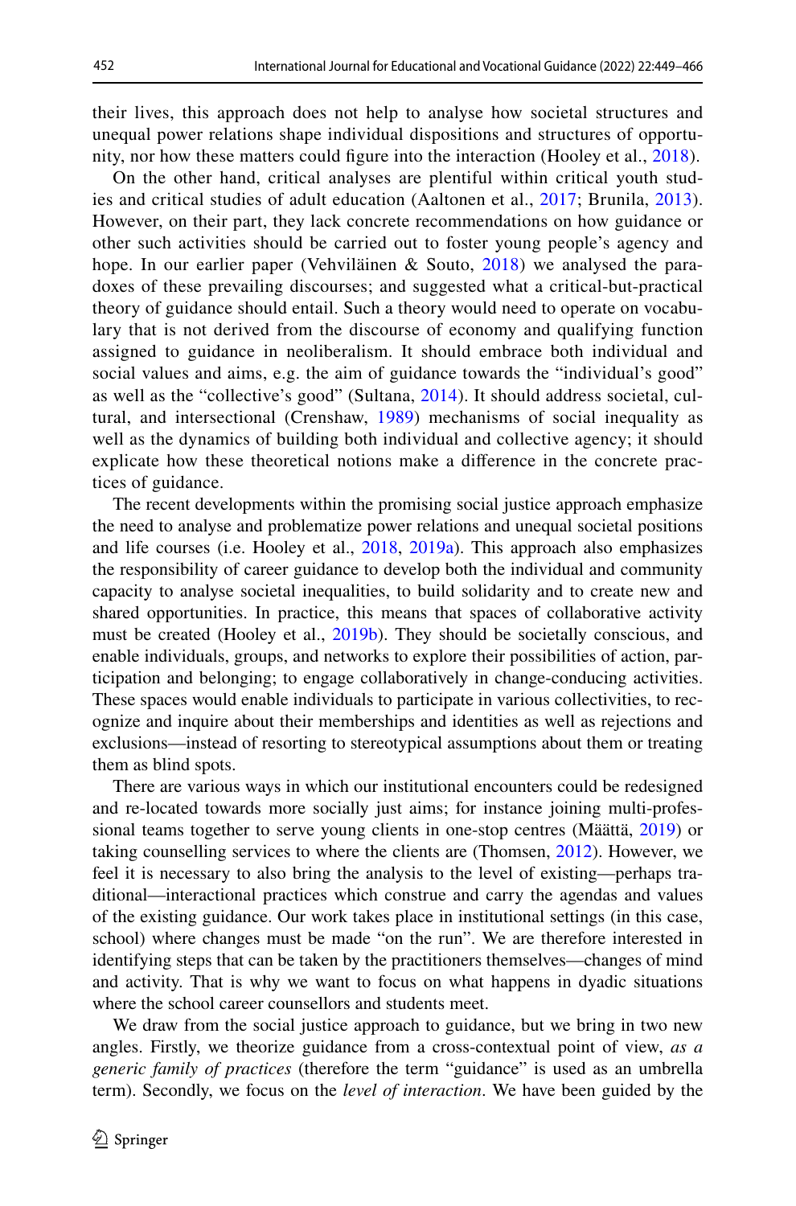their lives, this approach does not help to analyse how societal structures and unequal power relations shape individual dispositions and structures of opportunity, nor how these matters could figure into the interaction (Hooley et al., 2018).

On the other hand, critical analyses are plentiful within critical youth studies and critical studies of adult education (Aaltonen et al., 2017; Brunila, 2013). However, on their part, they lack concrete recommendations on how guidance or other such activities should be carried out to foster young people's agency and hope. In our earlier paper (Vehviläinen & Souto, 2018) we analysed the paradoxes of these prevailing discourses; and suggested what a critical-but-practical theory of guidance should entail. Such a theory would need to operate on vocabulary that is not derived from the discourse of economy and qualifying function assigned to guidance in neoliberalism. It should embrace both individual and social values and aims, e.g. the aim of guidance towards the "individual's good" as well as the "collective's good" (Sultana, 2014). It should address societal, cultural, and intersectional (Crenshaw, 1989) mechanisms of social inequality as well as the dynamics of building both individual and collective agency; it should explicate how these theoretical notions make a difference in the concrete practices of guidance.

The recent developments within the promising social justice approach emphasize the need to analyse and problematize power relations and unequal societal positions and life courses (i.e. Hooley et al., 2018, 2019a). This approach also emphasizes the responsibility of career guidance to develop both the individual and community capacity to analyse societal inequalities, to build solidarity and to create new and shared opportunities. In practice, this means that spaces of collaborative activity must be created (Hooley et al., 2019b). They should be societally conscious, and enable individuals, groups, and networks to explore their possibilities of action, participation and belonging; to engage collaboratively in change-conducing activities. These spaces would enable individuals to participate in various collectivities, to recognize and inquire about their memberships and identities as well as rejections and exclusions—instead of resorting to stereotypical assumptions about them or treating them as blind spots.

There are various ways in which our institutional encounters could be redesigned and re-located towards more socially just aims; for instance joining multi-professional teams together to serve young clients in one-stop centres (Määttä, 2019) or taking counselling services to where the clients are (Thomsen, 2012). However, we feel it is necessary to also bring the analysis to the level of existing—perhaps traditional—interactional practices which construe and carry the agendas and values of the existing guidance. Our work takes place in institutional settings (in this case, school) where changes must be made "on the run". We are therefore interested in identifying steps that can be taken by the practitioners themselves—changes of mind and activity. That is why we want to focus on what happens in dyadic situations where the school career counsellors and students meet.

We draw from the social justice approach to guidance, but we bring in two new angles. Firstly, we theorize guidance from a cross-contextual point of view, *as a generic family of practices* (therefore the term "guidance" is used as an umbrella term). Secondly, we focus on the *level of interaction*. We have been guided by the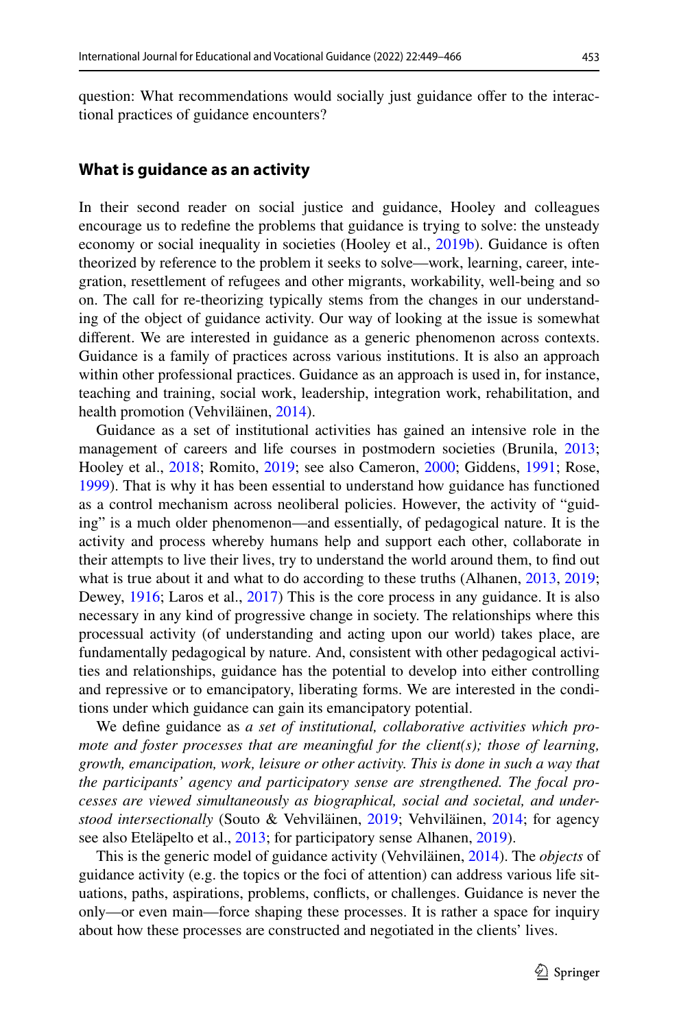question: What recommendations would socially just guidance offer to the interactional practices of guidance encounters?

## What is guidance as an activity

In their second reader on social justice and guidance, Hooley and colleagues encourage us to redefine the problems that guidance is trying to solve: the unsteady economy or social inequality in societies (Hooley et al., 2019b). Guidance is often theorized by reference to the problem it seeks to solve—work, learning, career, integration, resettlement of refugees and other migrants, workability, well-being and so on. The call for re-theorizing typically stems from the changes in our understanding of the object of guidance activity. Our way of looking at the issue is somewhat different. We are interested in guidance as a generic phenomenon across contexts. Guidance is a family of practices across various institutions. It is also an approach within other professional practices. Guidance as an approach is used in, for instance, teaching and training, social work, leadership, integration work, rehabilitation, and health promotion (Vehviläinen, 2014).

Guidance as a set of institutional activities has gained an intensive role in the management of careers and life courses in postmodern societies (Brunila, 2013; Hooley et al., 2018; Romito, 2019; see also Cameron, 2000; Giddens, 1991; Rose, 1999). That is why it has been essential to understand how guidance has functioned as a control mechanism across neoliberal policies. However, the activity of "guiding" is a much older phenomenon—and essentially, of pedagogical nature. It is the activity and process whereby humans help and support each other, collaborate in their attempts to live their lives, try to understand the world around them, to find out what is true about it and what to do according to these truths (Alhanen, 2013, 2019; Dewey, 1916; Laros et al., 2017) This is the core process in any guidance. It is also necessary in any kind of progressive change in society. The relationships where this processual activity (of understanding and acting upon our world) takes place, are fundamentally pedagogical by nature. And, consistent with other pedagogical activities and relationships, guidance has the potential to develop into either controlling and repressive or to emancipatory, liberating forms. We are interested in the conditions under which guidance can gain its emancipatory potential.

We define guidance as *a set of institutional, collaborative activities which promote and foster processes that are meaningful for the client(s); those of learning, growth, emancipation, work, leisure or other activity. This is done in such a way that the participants' agency and participatory sense are strengthened. The focal processes are viewed simultaneously as biographical, social and societal, and understood intersectionally* (Souto & Vehviläinen, 2019; Vehviläinen, 2014; for agency see also Eteläpelto et al., 2013; for participatory sense Alhanen, 2019).

This is the generic model of guidance activity (Vehviläinen, 2014). The *objects* of guidance activity (e.g. the topics or the foci of attention) can address various life situations, paths, aspirations, problems, conflicts, or challenges. Guidance is never the only—or even main—force shaping these processes. It is rather a space for inquiry about how these processes are constructed and negotiated in the clients' lives.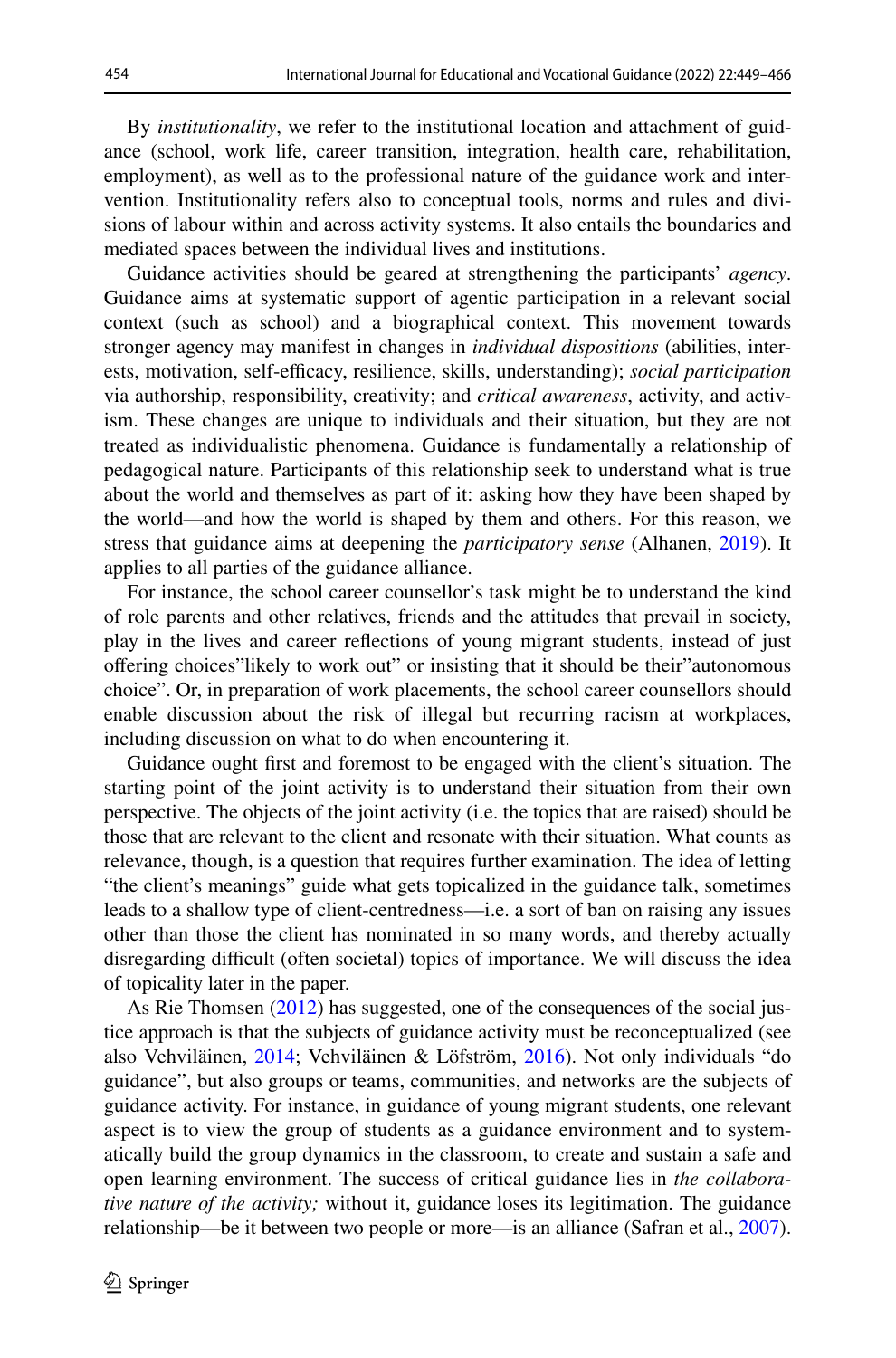By *institutionality*, we refer to the institutional location and attachment of guidance (school, work life, career transition, integration, health care, rehabilitation, employment), as well as to the professional nature of the guidance work and intervention. Institutionality refers also to conceptual tools, norms and rules and divisions of labour within and across activity systems. It also entails the boundaries and mediated spaces between the individual lives and institutions.

Guidance activities should be geared at strengthening the participants' *agency*. Guidance aims at systematic support of agentic participation in a relevant social context (such as school) and a biographical context. This movement towards stronger agency may manifest in changes in *individual dispositions* (abilities, interests, motivation, self-efficacy, resilience, skills, understanding); *social participation* via authorship, responsibility, creativity; and *critical awareness*, activity, and activism. These changes are unique to individuals and their situation, but they are not treated as individualistic phenomena. Guidance is fundamentally a relationship of pedagogical nature. Participants of this relationship seek to understand what is true about the world and themselves as part of it: asking how they have been shaped by the world—and how the world is shaped by them and others. For this reason, we stress that guidance aims at deepening the *participatory sense* (Alhanen, 2019). It applies to all parties of the guidance alliance.

For instance, the school career counsellor's task might be to understand the kind of role parents and other relatives, friends and the attitudes that prevail in society, play in the lives and career reflections of young migrant students, instead of just offering choices"likely to work out" or insisting that it should be their"autonomous choice". Or, in preparation of work placements, the school career counsellors should enable discussion about the risk of illegal but recurring racism at workplaces, including discussion on what to do when encountering it.

Guidance ought first and foremost to be engaged with the client's situation. The starting point of the joint activity is to understand their situation from their own perspective. The objects of the joint activity (i.e. the topics that are raised) should be those that are relevant to the client and resonate with their situation. What counts as relevance, though, is a question that requires further examination. The idea of letting "the client's meanings" guide what gets topicalized in the guidance talk, sometimes leads to a shallow type of client-centredness—i.e. a sort of ban on raising any issues other than those the client has nominated in so many words, and thereby actually disregarding difficult (often societal) topics of importance. We will discuss the idea of topicality later in the paper.

As Rie Thomsen (2012) has suggested, one of the consequences of the social justice approach is that the subjects of guidance activity must be reconceptualized (see also Vehviläinen, 2014; Vehviläinen & Löfström, 2016). Not only individuals "do guidance", but also groups or teams, communities, and networks are the subjects of guidance activity. For instance, in guidance of young migrant students, one relevant aspect is to view the group of students as a guidance environment and to systematically build the group dynamics in the classroom, to create and sustain a safe and open learning environment. The success of critical guidance lies in *the collaborative nature of the activity;* without it, guidance loses its legitimation. The guidance relationship—be it between two people or more—is an alliance (Safran et al., 2007).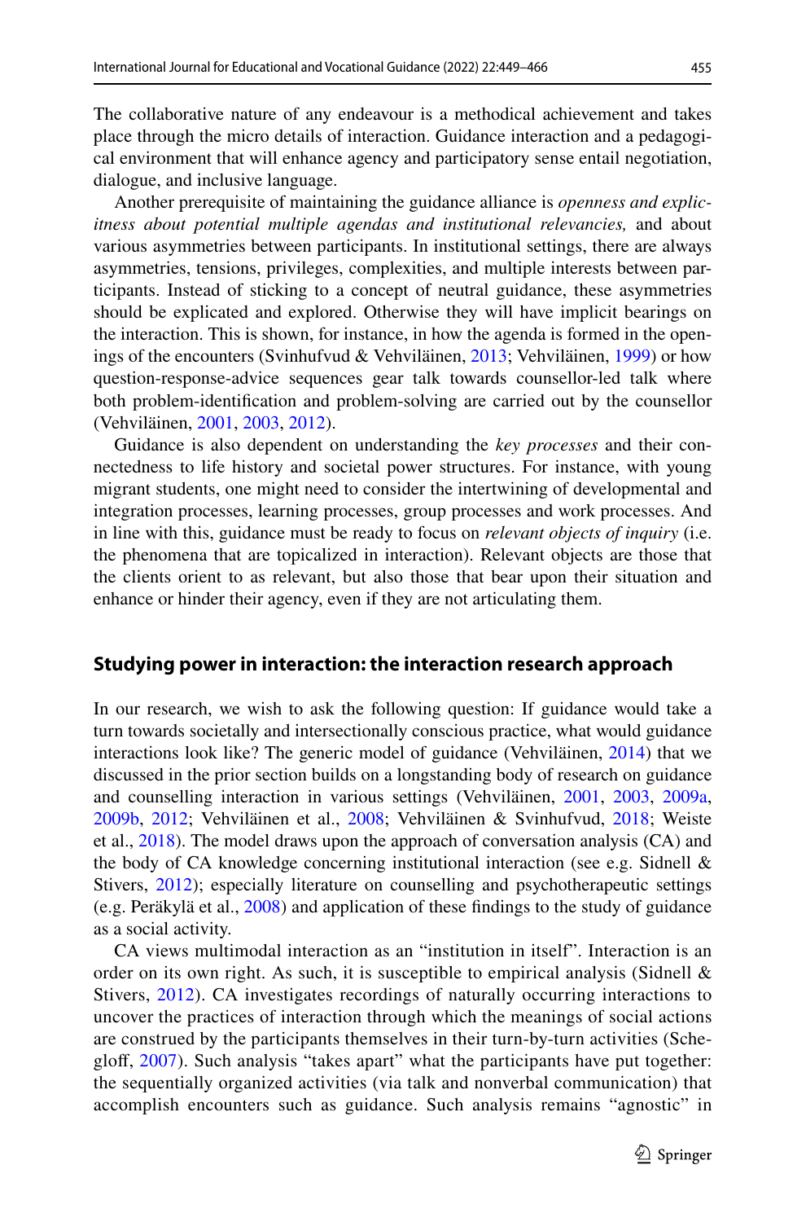The collaborative nature of any endeavour is a methodical achievement and takes place through the micro details of interaction. Guidance interaction and a pedagogical environment that will enhance agency and participatory sense entail negotiation, dialogue, and inclusive language.

Another prerequisite of maintaining the guidance alliance is *openness and explicitness about potential multiple agendas and institutional relevancies,* and about various asymmetries between participants. In institutional settings, there are always asymmetries, tensions, privileges, complexities, and multiple interests between participants. Instead of sticking to a concept of neutral guidance, these asymmetries should be explicated and explored. Otherwise they will have implicit bearings on the interaction. This is shown, for instance, in how the agenda is formed in the openings of the encounters (Svinhufvud & Vehviläinen, 2013; Vehviläinen, 1999) or how question-response-advice sequences gear talk towards counsellor-led talk where both problem-identification and problem-solving are carried out by the counsellor (Vehviläinen, 2001, 2003, 2012).

Guidance is also dependent on understanding the *key processes* and their connectedness to life history and societal power structures. For instance, with young migrant students, one might need to consider the intertwining of developmental and integration processes, learning processes, group processes and work processes. And in line with this, guidance must be ready to focus on *relevant objects of inquiry* (i.e. the phenomena that are topicalized in interaction). Relevant objects are those that the clients orient to as relevant, but also those that bear upon their situation and enhance or hinder their agency, even if they are not articulating them.

## Studying power in interaction: the interaction research approach

In our research, we wish to ask the following question: If guidance would take a turn towards societally and intersectionally conscious practice, what would guidance interactions look like? The generic model of guidance (Vehviläinen, 2014) that we discussed in the prior section builds on a longstanding body of research on guidance and counselling interaction in various settings (Vehviläinen, 2001, 2003, 2009a, 2009b, 2012; Vehviläinen et al., 2008; Vehviläinen & Svinhufvud, 2018; Weiste et al., 2018). The model draws upon the approach of conversation analysis (CA) and the body of CA knowledge concerning institutional interaction (see e.g. Sidnell & Stivers, 2012); especially literature on counselling and psychotherapeutic settings (e.g. Peräkylä et al., 2008) and application of these findings to the study of guidance as a social activity.

CA views multimodal interaction as an "institution in itself". Interaction is an order on its own right. As such, it is susceptible to empirical analysis (Sidnell & Stivers, 2012). CA investigates recordings of naturally occurring interactions to uncover the practices of interaction through which the meanings of social actions are construed by the participants themselves in their turn-by-turn activities (Schegloff, 2007). Such analysis "takes apart" what the participants have put together: the sequentially organized activities (via talk and nonverbal communication) that accomplish encounters such as guidance. Such analysis remains "agnostic" in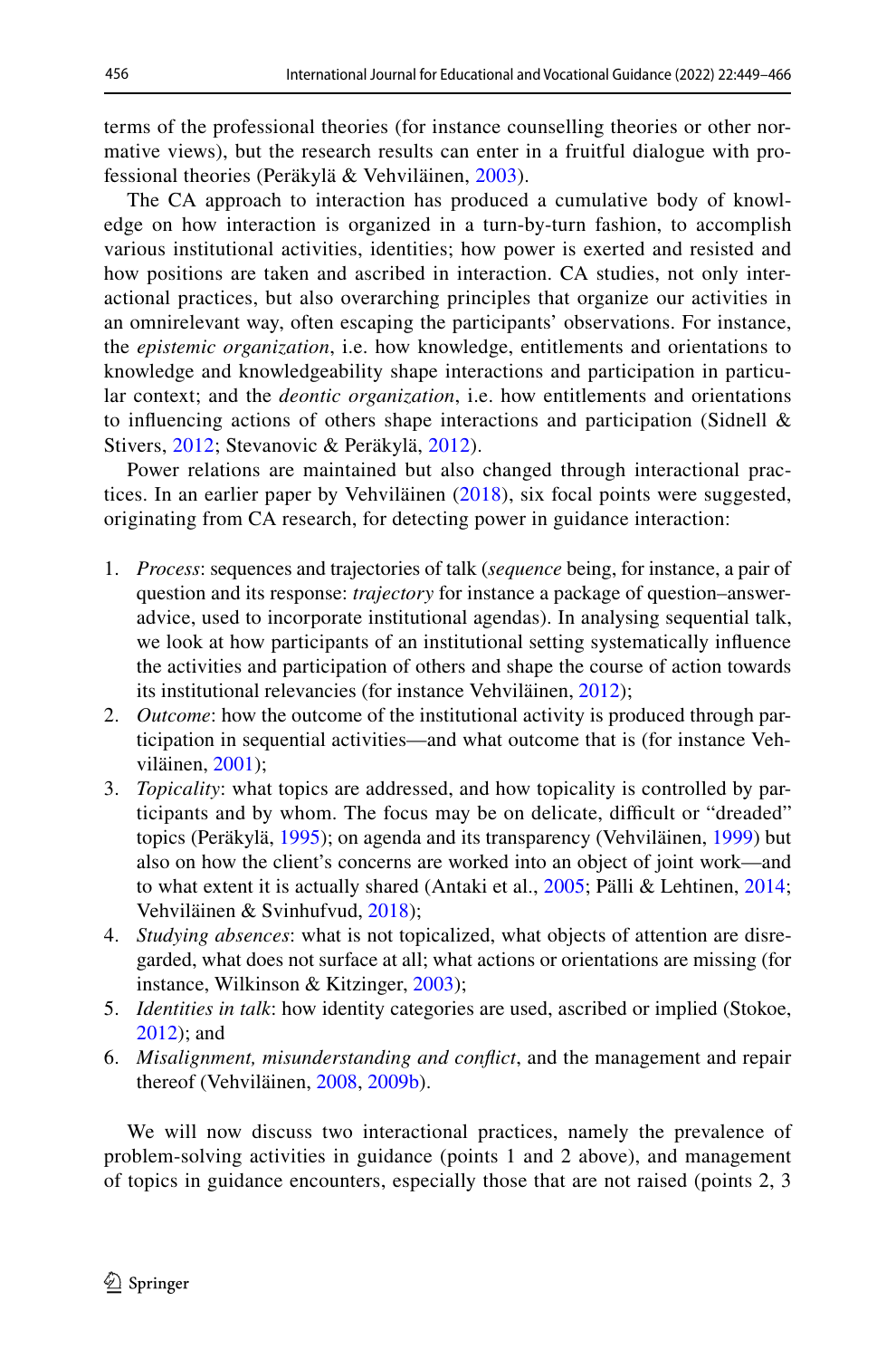terms of the professional theories (for instance counselling theories or other normative views), but the research results can enter in a fruitful dialogue with professional theories (Peräkylä & Vehviläinen, 2003).

The CA approach to interaction has produced a cumulative body of knowledge on how interaction is organized in a turn-by-turn fashion, to accomplish various institutional activities, identities; how power is exerted and resisted and how positions are taken and ascribed in interaction. CA studies, not only interactional practices, but also overarching principles that organize our activities in an omnirelevant way, often escaping the participants' observations. For instance, the *epistemic organization*, i.e. how knowledge, entitlements and orientations to knowledge and knowledgeability shape interactions and participation in particular context; and the *deontic organization*, i.e. how entitlements and orientations to influencing actions of others shape interactions and participation (Sidnell & Stivers, 2012; Stevanovic & Peräkylä, 2012).

Power relations are maintained but also changed through interactional practices. In an earlier paper by Vehviläinen (2018), six focal points were suggested, originating from CA research, for detecting power in guidance interaction:

1. *Process*: sequences and trajectories of talk (*sequence* being, for instance, a pair of question and its response: *trajectory* for instance a package of question–answer-advice, used to incorporate institutional agendas). In analysing sequential talk, we look at how participants of an institutional setting systematically influence the activities and participation of others and shape the course of action towards its institutional relevancies (for instance Vehviläinen, 2012);
2. *Outcome*: how the outcome of the institutional activity is produced through participation in sequential activities—and what outcome that is (for instance Vehviläinen, 2001);
3. *Topicality*: what topics are addressed, and how topicality is controlled by participants and by whom. The focus may be on delicate, difficult or "dreaded" topics (Peräkylä, 1995); on agenda and its transparency (Vehviläinen, 1999) but also on how the client's concerns are worked into an object of joint work—and to what extent it is actually shared (Antaki et al., 2005; Pälli & Lehtinen, 2014; Vehviläinen & Svinhufvud, 2018);
4. *Studying absences*: what is not topicalized, what objects of attention are disregarded, what does not surface at all; what actions or orientations are missing (for instance, Wilkinson & Kitzinger, 2003);
5. *Identities in talk*: how identity categories are used, ascribed or implied (Stokoe, 2012); and
6. *Misalignment, misunderstanding and conflict*, and the management and repair thereof (Vehviläinen, 2008, 2009b).

We will now discuss two interactional practices, namely the prevalence of problem-solving activities in guidance (points 1 and 2 above), and management of topics in guidance encounters, especially those that are not raised (points 2, 3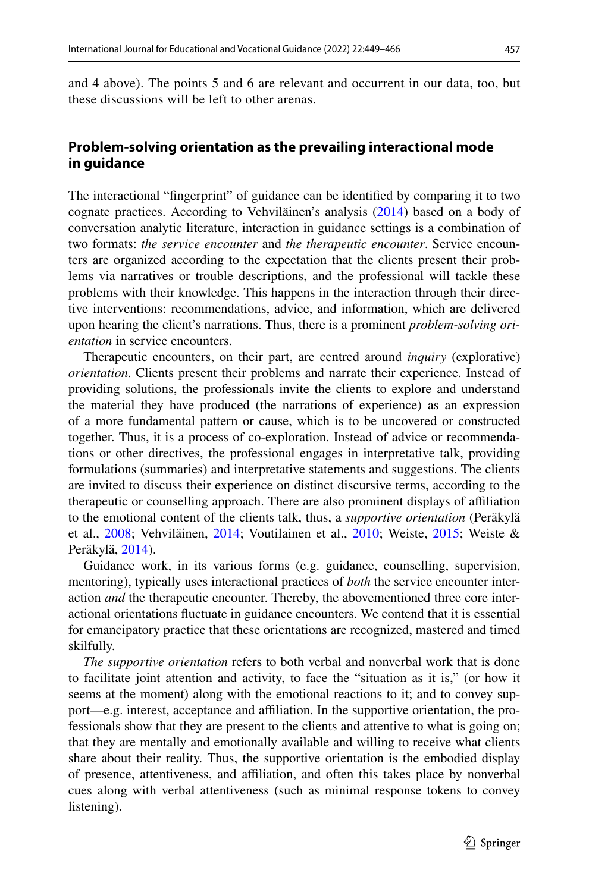and 4 above). The points 5 and 6 are relevant and occurrent in our data, too, but these discussions will be left to other arenas.

## Problem-solving orientation as the prevailing interactional mode in guidance

The interactional "fingerprint" of guidance can be identified by comparing it to two cognate practices. According to Vehviläinen's analysis (2014) based on a body of conversation analytic literature, interaction in guidance settings is a combination of two formats: *the service encounter* and *the therapeutic encounter*. Service encounters are organized according to the expectation that the clients present their problems via narratives or trouble descriptions, and the professional will tackle these problems with their knowledge. This happens in the interaction through their directive interventions: recommendations, advice, and information, which are delivered upon hearing the client's narrations. Thus, there is a prominent *problem-solving orientation* in service encounters.

Therapeutic encounters, on their part, are centred around *inquiry* (explorative) *orientation*. Clients present their problems and narrate their experience. Instead of providing solutions, the professionals invite the clients to explore and understand the material they have produced (the narrations of experience) as an expression of a more fundamental pattern or cause, which is to be uncovered or constructed together. Thus, it is a process of co-exploration. Instead of advice or recommendations or other directives, the professional engages in interpretative talk, providing formulations (summaries) and interpretative statements and suggestions. The clients are invited to discuss their experience on distinct discursive terms, according to the therapeutic or counselling approach. There are also prominent displays of affiliation to the emotional content of the clients talk, thus, a *supportive orientation* (Peräkylä et al., 2008; Vehviläinen, 2014; Voutilainen et al., 2010; Weiste, 2015; Weiste & Peräkylä, 2014).

Guidance work, in its various forms (e.g. guidance, counselling, supervision, mentoring), typically uses interactional practices of *both* the service encounter interaction *and* the therapeutic encounter. Thereby, the abovementioned three core interactional orientations fluctuate in guidance encounters. We contend that it is essential for emancipatory practice that these orientations are recognized, mastered and timed skilfully.

*The supportive orientation* refers to both verbal and nonverbal work that is done to facilitate joint attention and activity, to face the "situation as it is," (or how it seems at the moment) along with the emotional reactions to it; and to convey support—e.g. interest, acceptance and affiliation. In the supportive orientation, the professionals show that they are present to the clients and attentive to what is going on; that they are mentally and emotionally available and willing to receive what clients share about their reality. Thus, the supportive orientation is the embodied display of presence, attentiveness, and affiliation, and often this takes place by nonverbal cues along with verbal attentiveness (such as minimal response tokens to convey listening).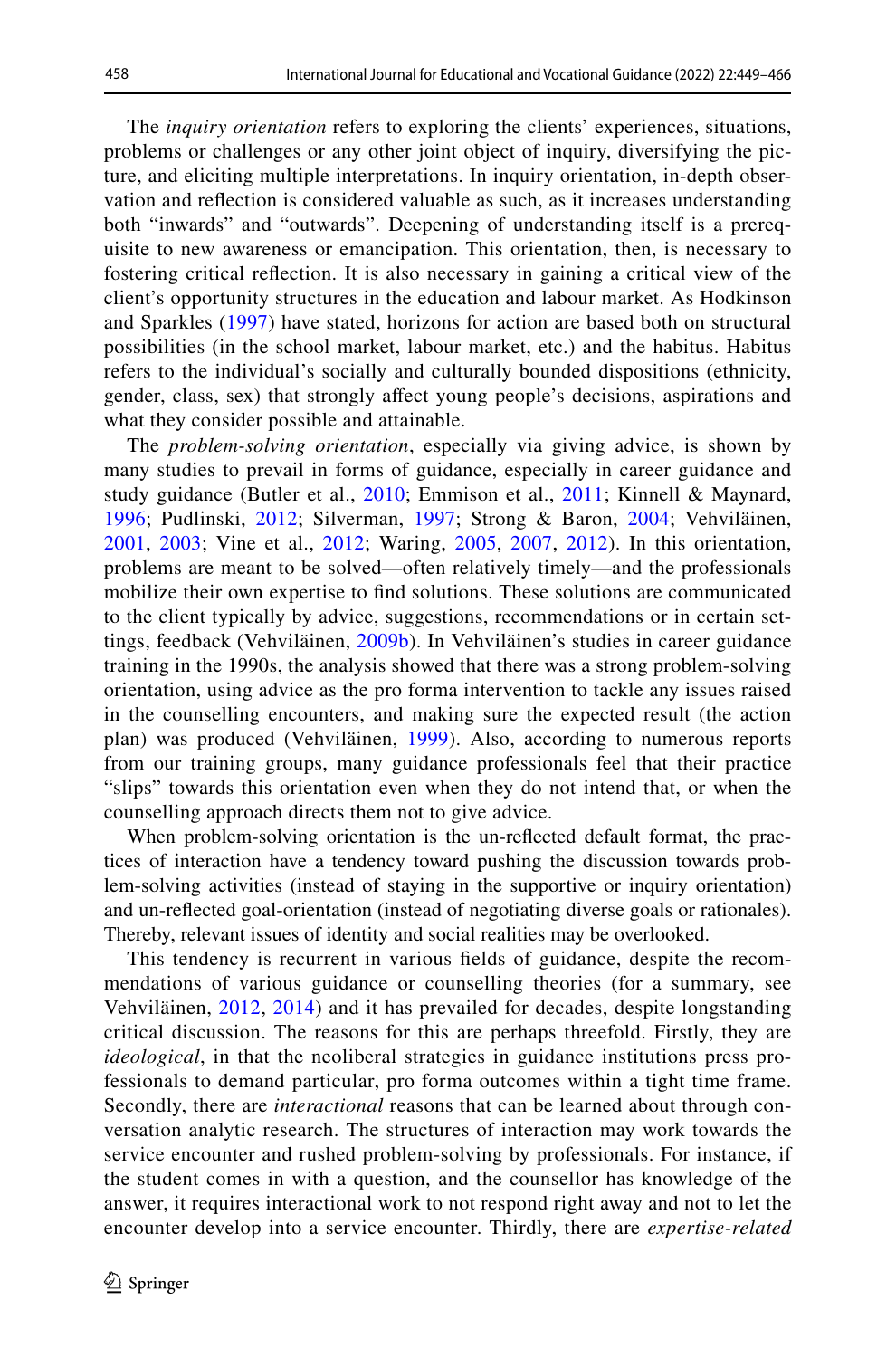The *inquiry orientation* refers to exploring the clients' experiences, situations, problems or challenges or any other joint object of inquiry, diversifying the picture, and eliciting multiple interpretations. In inquiry orientation, in-depth observation and reflection is considered valuable as such, as it increases understanding both "inwards" and "outwards". Deepening of understanding itself is a prerequisite to new awareness or emancipation. This orientation, then, is necessary to fostering critical reflection. It is also necessary in gaining a critical view of the client's opportunity structures in the education and labour market. As Hodkinson and Sparkles (1997) have stated, horizons for action are based both on structural possibilities (in the school market, labour market, etc.) and the habitus. Habitus refers to the individual's socially and culturally bounded dispositions (ethnicity, gender, class, sex) that strongly affect young people's decisions, aspirations and what they consider possible and attainable.

The *problem-solving orientation*, especially via giving advice, is shown by many studies to prevail in forms of guidance, especially in career guidance and study guidance (Butler et al., 2010; Emmison et al., 2011; Kinnell & Maynard, 1996; Pudlinski, 2012; Silverman, 1997; Strong & Baron, 2004; Vehviläinen, 2001, 2003; Vine et al., 2012; Waring, 2005, 2007, 2012). In this orientation, problems are meant to be solved—often relatively timely—and the professionals mobilize their own expertise to find solutions. These solutions are communicated to the client typically by advice, suggestions, recommendations or in certain settings, feedback (Vehviläinen, 2009b). In Vehviläinen's studies in career guidance training in the 1990s, the analysis showed that there was a strong problem-solving orientation, using advice as the pro forma intervention to tackle any issues raised in the counselling encounters, and making sure the expected result (the action plan) was produced (Vehviläinen, 1999). Also, according to numerous reports from our training groups, many guidance professionals feel that their practice "slips" towards this orientation even when they do not intend that, or when the counselling approach directs them not to give advice.

When problem-solving orientation is the un-reflected default format, the practices of interaction have a tendency toward pushing the discussion towards problem-solving activities (instead of staying in the supportive or inquiry orientation) and un-reflected goal-orientation (instead of negotiating diverse goals or rationales). Thereby, relevant issues of identity and social realities may be overlooked.

This tendency is recurrent in various fields of guidance, despite the recommendations of various guidance or counselling theories (for a summary, see Vehviläinen, 2012, 2014) and it has prevailed for decades, despite longstanding critical discussion. The reasons for this are perhaps threefold. Firstly, they are *ideological*, in that the neoliberal strategies in guidance institutions press professionals to demand particular, pro forma outcomes within a tight time frame. Secondly, there are *interactional* reasons that can be learned about through conversation analytic research. The structures of interaction may work towards the service encounter and rushed problem-solving by professionals. For instance, if the student comes in with a question, and the counsellor has knowledge of the answer, it requires interactional work to not respond right away and not to let the encounter develop into a service encounter. Thirdly, there are *expertise-related*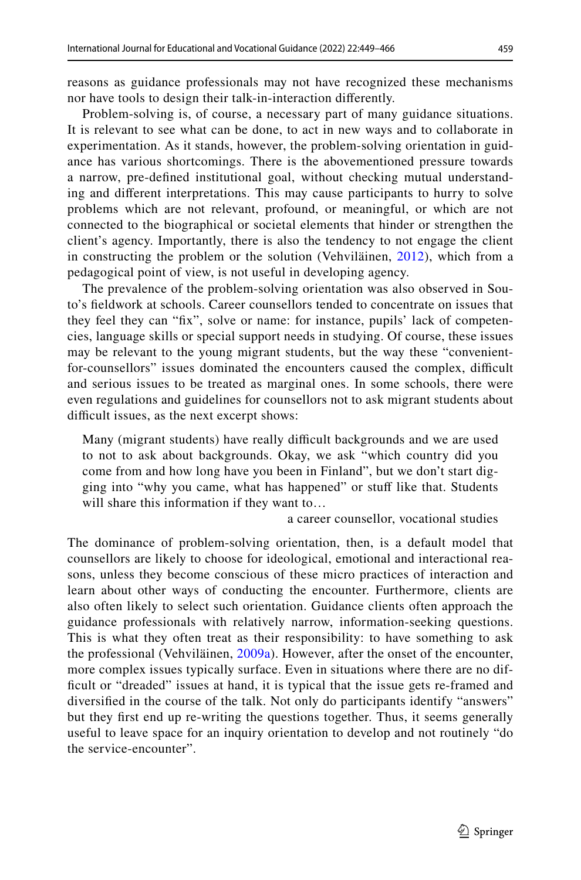reasons as guidance professionals may not have recognized these mechanisms nor have tools to design their talk-in-interaction differently.

Problem-solving is, of course, a necessary part of many guidance situations. It is relevant to see what can be done, to act in new ways and to collaborate in experimentation. As it stands, however, the problem-solving orientation in guidance has various shortcomings. There is the abovementioned pressure towards a narrow, pre-defined institutional goal, without checking mutual understanding and different interpretations. This may cause participants to hurry to solve problems which are not relevant, profound, or meaningful, or which are not connected to the biographical or societal elements that hinder or strengthen the client's agency. Importantly, there is also the tendency to not engage the client in constructing the problem or the solution (Vehviläinen, 2012), which from a pedagogical point of view, is not useful in developing agency.

The prevalence of the problem-solving orientation was also observed in Souto's fieldwork at schools. Career counsellors tended to concentrate on issues that they feel they can "fix", solve or name: for instance, pupils' lack of competencies, language skills or special support needs in studying. Of course, these issues may be relevant to the young migrant students, but the way these "convenient-for-counsellors" issues dominated the encounters caused the complex, difficult and serious issues to be treated as marginal ones. In some schools, there were even regulations and guidelines for counsellors not to ask migrant students about difficult issues, as the next excerpt shows:

> Many (migrant students) have really difficult backgrounds and we are used to not to ask about backgrounds. Okay, we ask "which country did you come from and how long have you been in Finland", but we don't start digging into "why you came, what has happened" or stuff like that. Students will share this information if they want to…
>
> a career counsellor, vocational studies

The dominance of problem-solving orientation, then, is a default model that counsellors are likely to choose for ideological, emotional and interactional reasons, unless they become conscious of these micro practices of interaction and learn about other ways of conducting the encounter. Furthermore, clients are also often likely to select such orientation. Guidance clients often approach the guidance professionals with relatively narrow, information-seeking questions. This is what they often treat as their responsibility: to have something to ask the professional (Vehviläinen, 2009a). However, after the onset of the encounter, more complex issues typically surface. Even in situations where there are no difficult or "dreaded" issues at hand, it is typical that the issue gets re-framed and diversified in the course of the talk. Not only do participants identify "answers" but they first end up re-writing the questions together. Thus, it seems generally useful to leave space for an inquiry orientation to develop and not routinely "do the service-encounter".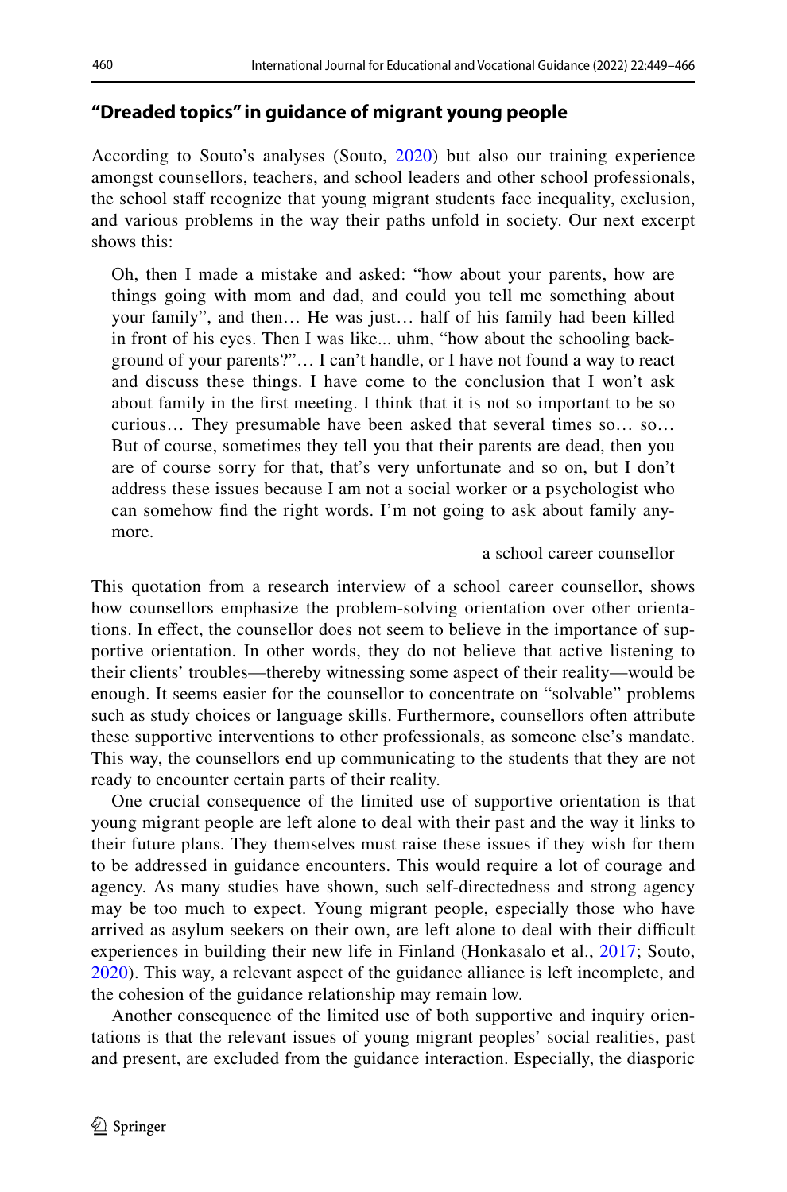### "Dreaded topics" in guidance of migrant young people

According to Souto's analyses (Souto, 2020) but also our training experience amongst counsellors, teachers, and school leaders and other school professionals, the school staff recognize that young migrant students face inequality, exclusion, and various problems in the way their paths unfold in society. Our next excerpt shows this:

> Oh, then I made a mistake and asked: "how about your parents, how are things going with mom and dad, and could you tell me something about your family", and then… He was just… half of his family had been killed in front of his eyes. Then I was like... uhm, "how about the schooling background of your parents?"… I can't handle, or I have not found a way to react and discuss these things. I have come to the conclusion that I won't ask about family in the first meeting. I think that it is not so important to be so curious… They presumable have been asked that several times so… so… But of course, sometimes they tell you that their parents are dead, then you are of course sorry for that, that's very unfortunate and so on, but I don't address these issues because I am not a social worker or a psychologist who can somehow find the right words. I'm not going to ask about family anymore.
>
> a school career counsellor

This quotation from a research interview of a school career counsellor, shows how counsellors emphasize the problem-solving orientation over other orientations. In effect, the counsellor does not seem to believe in the importance of supportive orientation. In other words, they do not believe that active listening to their clients' troubles—thereby witnessing some aspect of their reality—would be enough. It seems easier for the counsellor to concentrate on "solvable" problems such as study choices or language skills. Furthermore, counsellors often attribute these supportive interventions to other professionals, as someone else's mandate. This way, the counsellors end up communicating to the students that they are not ready to encounter certain parts of their reality.

One crucial consequence of the limited use of supportive orientation is that young migrant people are left alone to deal with their past and the way it links to their future plans. They themselves must raise these issues if they wish for them to be addressed in guidance encounters. This would require a lot of courage and agency. As many studies have shown, such self-directedness and strong agency may be too much to expect. Young migrant people, especially those who have arrived as asylum seekers on their own, are left alone to deal with their difficult experiences in building their new life in Finland (Honkasalo et al., 2017; Souto, 2020). This way, a relevant aspect of the guidance alliance is left incomplete, and the cohesion of the guidance relationship may remain low.

Another consequence of the limited use of both supportive and inquiry orientations is that the relevant issues of young migrant peoples' social realities, past and present, are excluded from the guidance interaction. Especially, the diasporic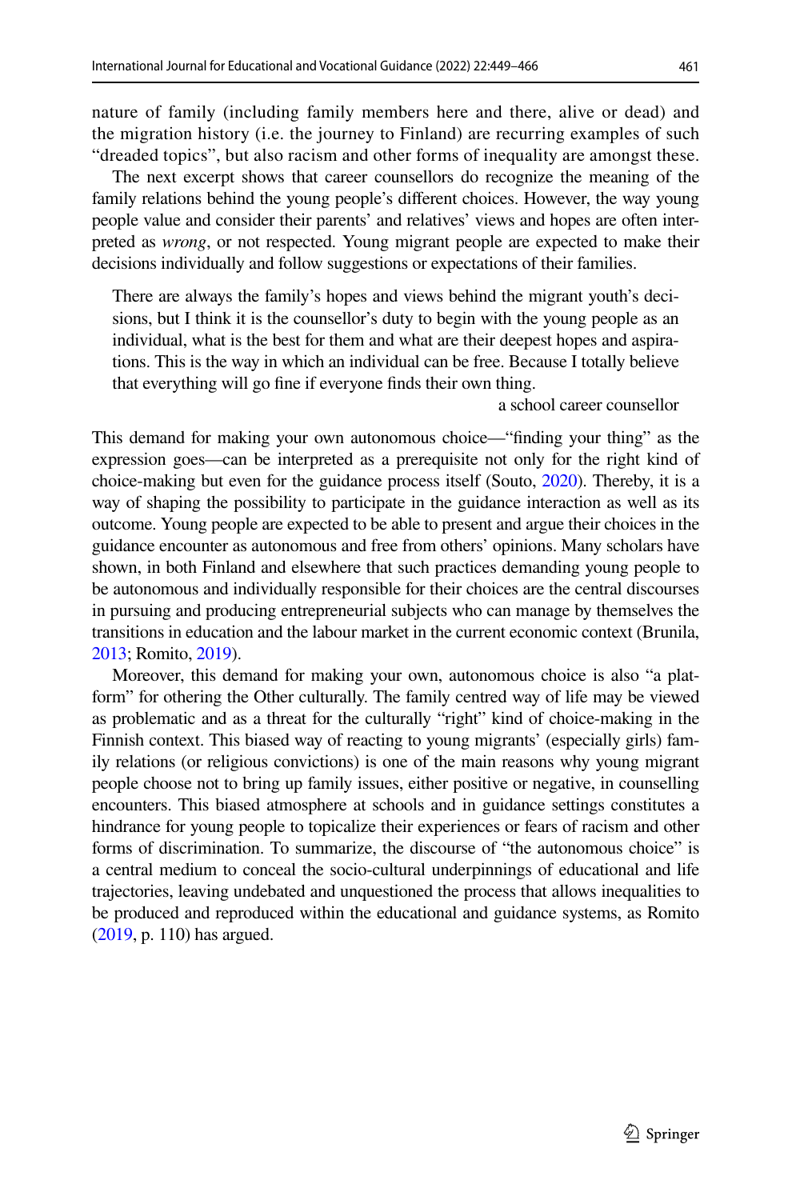nature of family (including family members here and there, alive or dead) and the migration history (i.e. the journey to Finland) are recurring examples of such "dreaded topics", but also racism and other forms of inequality are amongst these.

The next excerpt shows that career counsellors do recognize the meaning of the family relations behind the young people's different choices. However, the way young people value and consider their parents' and relatives' views and hopes are often interpreted as *wrong*, or not respected. Young migrant people are expected to make their decisions individually and follow suggestions or expectations of their families.

> There are always the family's hopes and views behind the migrant youth's decisions, but I think it is the counsellor's duty to begin with the young people as an individual, what is the best for them and what are their deepest hopes and aspirations. This is the way in which an individual can be free. Because I totally believe that everything will go fine if everyone finds their own thing.
>
> a school career counsellor

This demand for making your own autonomous choice—"finding your thing" as the expression goes—can be interpreted as a prerequisite not only for the right kind of choice-making but even for the guidance process itself (Souto, 2020). Thereby, it is a way of shaping the possibility to participate in the guidance interaction as well as its outcome. Young people are expected to be able to present and argue their choices in the guidance encounter as autonomous and free from others' opinions. Many scholars have shown, in both Finland and elsewhere that such practices demanding young people to be autonomous and individually responsible for their choices are the central discourses in pursuing and producing entrepreneurial subjects who can manage by themselves the transitions in education and the labour market in the current economic context (Brunila, 2013; Romito, 2019).

Moreover, this demand for making your own, autonomous choice is also "a platform" for othering the Other culturally. The family centred way of life may be viewed as problematic and as a threat for the culturally "right" kind of choice-making in the Finnish context. This biased way of reacting to young migrants' (especially girls) family relations (or religious convictions) is one of the main reasons why young migrant people choose not to bring up family issues, either positive or negative, in counselling encounters. This biased atmosphere at schools and in guidance settings constitutes a hindrance for young people to topicalize their experiences or fears of racism and other forms of discrimination. To summarize, the discourse of "the autonomous choice" is a central medium to conceal the socio-cultural underpinnings of educational and life trajectories, leaving undebated and unquestioned the process that allows inequalities to be produced and reproduced within the educational and guidance systems, as Romito (2019, p. 110) has argued.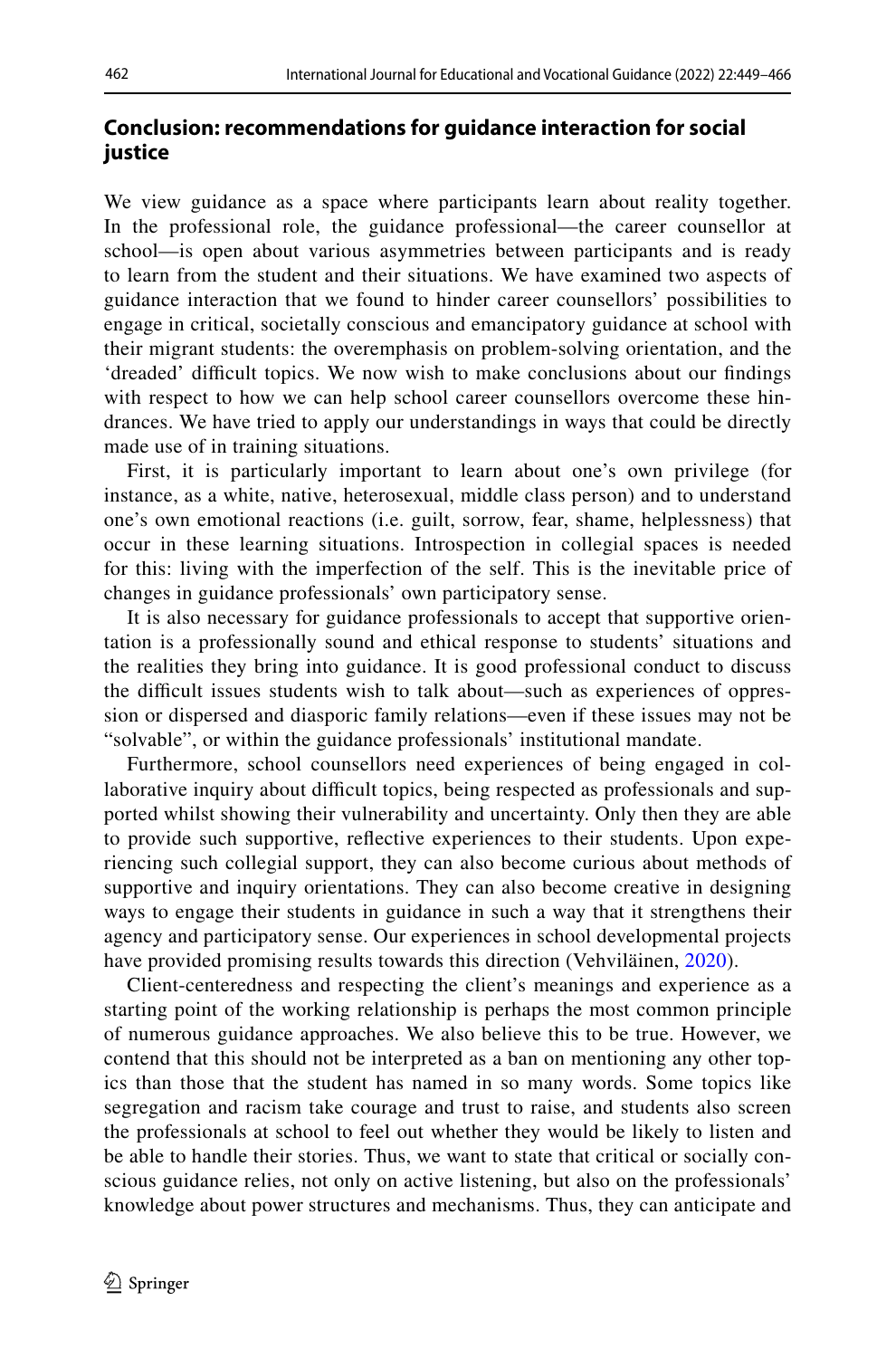## Conclusion: recommendations for guidance interaction for social justice

We view guidance as a space where participants learn about reality together. In the professional role, the guidance professional—the career counsellor at school—is open about various asymmetries between participants and is ready to learn from the student and their situations. We have examined two aspects of guidance interaction that we found to hinder career counsellors' possibilities to engage in critical, societally conscious and emancipatory guidance at school with their migrant students: the overemphasis on problem-solving orientation, and the 'dreaded' difficult topics. We now wish to make conclusions about our findings with respect to how we can help school career counsellors overcome these hindrances. We have tried to apply our understandings in ways that could be directly made use of in training situations.

First, it is particularly important to learn about one's own privilege (for instance, as a white, native, heterosexual, middle class person) and to understand one's own emotional reactions (i.e. guilt, sorrow, fear, shame, helplessness) that occur in these learning situations. Introspection in collegial spaces is needed for this: living with the imperfection of the self. This is the inevitable price of changes in guidance professionals' own participatory sense.

It is also necessary for guidance professionals to accept that supportive orientation is a professionally sound and ethical response to students' situations and the realities they bring into guidance. It is good professional conduct to discuss the difficult issues students wish to talk about—such as experiences of oppression or dispersed and diasporic family relations—even if these issues may not be "solvable", or within the guidance professionals' institutional mandate.

Furthermore, school counsellors need experiences of being engaged in collaborative inquiry about difficult topics, being respected as professionals and supported whilst showing their vulnerability and uncertainty. Only then they are able to provide such supportive, reflective experiences to their students. Upon experiencing such collegial support, they can also become curious about methods of supportive and inquiry orientations. They can also become creative in designing ways to engage their students in guidance in such a way that it strengthens their agency and participatory sense. Our experiences in school developmental projects have provided promising results towards this direction (Vehviläinen, 2020).

Client-centeredness and respecting the client's meanings and experience as a starting point of the working relationship is perhaps the most common principle of numerous guidance approaches. We also believe this to be true. However, we contend that this should not be interpreted as a ban on mentioning any other topics than those that the student has named in so many words. Some topics like segregation and racism take courage and trust to raise, and students also screen the professionals at school to feel out whether they would be likely to listen and be able to handle their stories. Thus, we want to state that critical or socially conscious guidance relies, not only on active listening, but also on the professionals' knowledge about power structures and mechanisms. Thus, they can anticipate and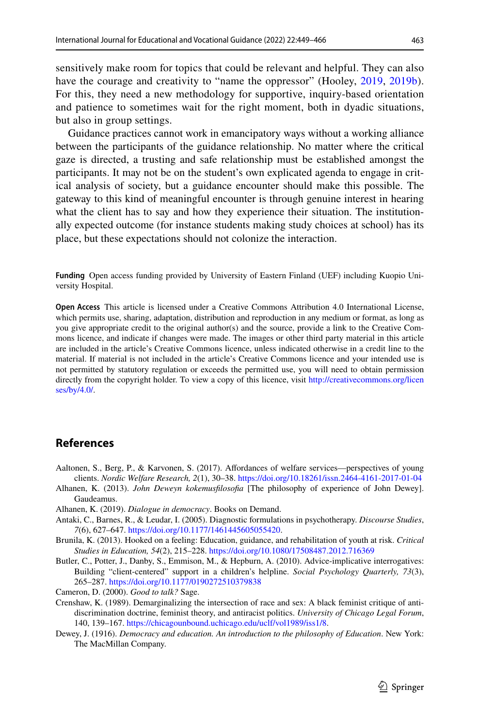sensitively make room for topics that could be relevant and helpful. They can also have the courage and creativity to "name the oppressor" (Hooley, 2019, 2019b). For this, they need a new methodology for supportive, inquiry-based orientation and patience to sometimes wait for the right moment, both in dyadic situations, but also in group settings.

Guidance practices cannot work in emancipatory ways without a working alliance between the participants of the guidance relationship. No matter where the critical gaze is directed, a trusting and safe relationship must be established amongst the participants. It may not be on the student's own explicated agenda to engage in critical analysis of society, but a guidance encounter should make this possible. The gateway to this kind of meaningful encounter is through genuine interest in hearing what the client has to say and how they experience their situation. The institutionally expected outcome (for instance students making study choices at school) has its place, but these expectations should not colonize the interaction.

**Funding** Open access funding provided by University of Eastern Finland (UEF) including Kuopio University Hospital.

**Open Access** This article is licensed under a Creative Commons Attribution 4.0 International License, which permits use, sharing, adaptation, distribution and reproduction in any medium or format, as long as you give appropriate credit to the original author(s) and the source, provide a link to the Creative Commons licence, and indicate if changes were made. The images or other third party material in this article are included in the article's Creative Commons licence, unless indicated otherwise in a credit line to the material. If material is not included in the article's Creative Commons licence and your intended use is not permitted by statutory regulation or exceeds the permitted use, you will need to obtain permission directly from the copyright holder. To view a copy of this licence, visit http://creativecommons.org/licenses/by/4.0/.

## References

Aaltonen, S., Berg, P., & Karvonen, S. (2017). Affordances of welfare services—perspectives of young clients. *Nordic Welfare Research, 2*(1), 30–38. https://doi.org/10.18261/issn.2464-4161-2017-01-04

Alhanen, K. (2013). *John Deweyn kokemusfilosofia* [The philosophy of experience of John Dewey]. Gaudeamus.

Alhanen, K. (2019). *Dialogue in democracy*. Books on Demand.

Antaki, C., Barnes, R., & Leudar, I. (2005). Diagnostic formulations in psychotherapy. *Discourse Studies*, *7*(6), 627–647. https://doi.org/10.1177/1461445605055420.

Brunila, K. (2013). Hooked on a feeling: Education, guidance, and rehabilitation of youth at risk. *Critical Studies in Education, 54*(2), 215–228. https://doi.org/10.1080/17508487.2012.716369

Butler, C., Potter, J., Danby, S., Emmison, M., & Hepburn, A. (2010). Advice-implicative interrogatives: Building "client-centered" support in a children's helpline. *Social Psychology Quarterly, 73*(3), 265–287. https://doi.org/10.1177/0190272510379838

Cameron, D. (2000). *Good to talk?* Sage.

Crenshaw, K. (1989). Demarginalizing the intersection of race and sex: A black feminist critique of antidiscrimination doctrine, feminist theory, and antiracist politics. *University of Chicago Legal Forum*, 140, 139–167. https://chicagounbound.uchicago.edu/uclf/vol1989/iss1/8.

Dewey, J. (1916). *Democracy and education. An introduction to the philosophy of Education*. New York: The MacMillan Company.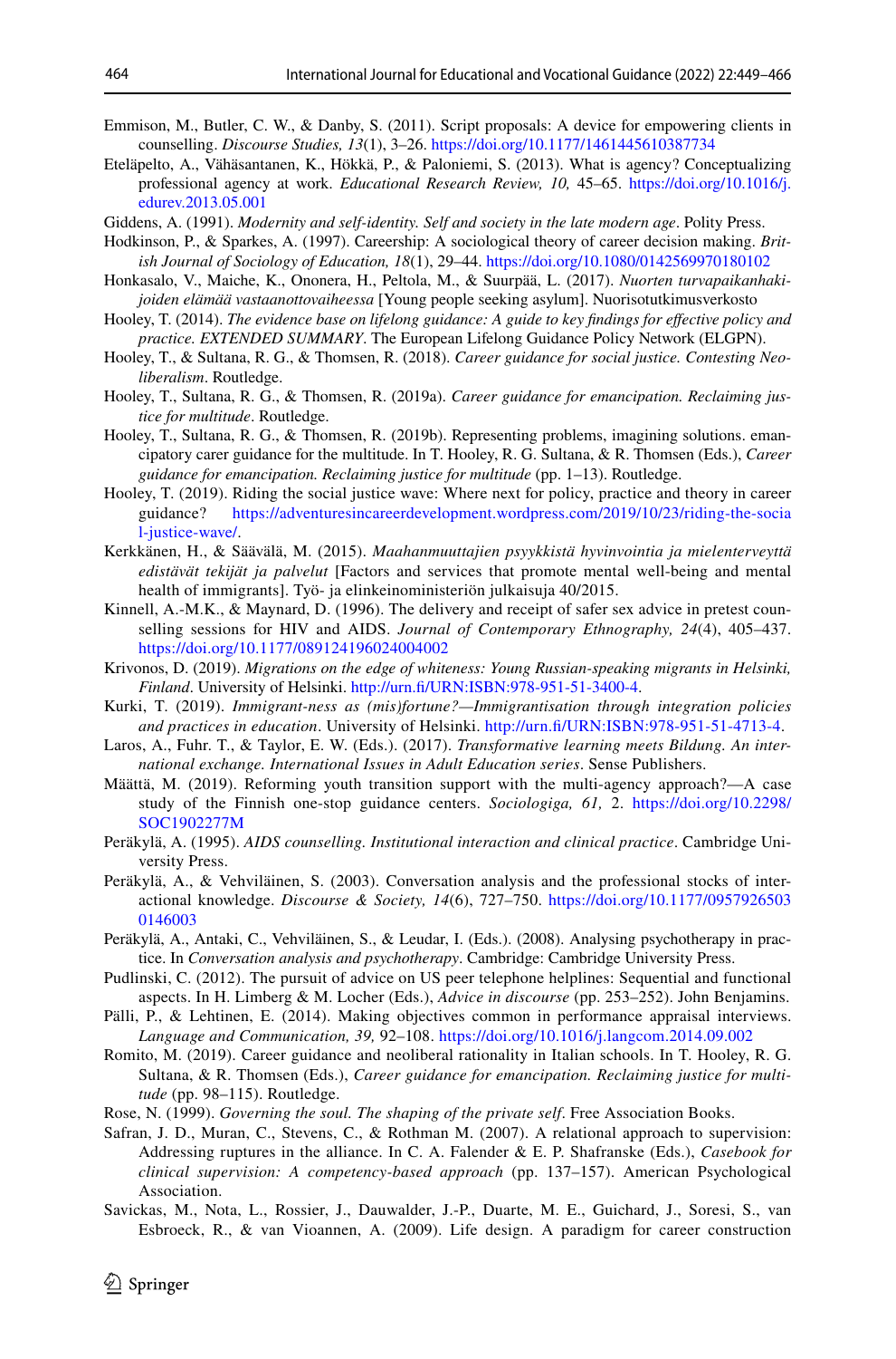Emmison, M., Butler, C. W., & Danby, S. (2011). Script proposals: A device for empowering clients in counselling. *Discourse Studies, 13*(1), 3–26. https://doi.org/10.1177/1461445610387734

Eteläpelto, A., Vähäsantanen, K., Hökkä, P., & Paloniemi, S. (2013). What is agency? Conceptualizing professional agency at work. *Educational Research Review, 10,* 45–65. https://doi.org/10.1016/j.edurev.2013.05.001

Giddens, A. (1991). *Modernity and self-identity. Self and society in the late modern age*. Polity Press.

Hodkinson, P., & Sparkes, A. (1997). Careership: A sociological theory of career decision making. *British Journal of Sociology of Education, 18*(1), 29–44. https://doi.org/10.1080/0142569970180102

Honkasalo, V., Maiche, K., Ononera, H., Peltola, M., & Suurpää, L. (2017). *Nuorten turvapaikanhakijoiden elämää vastaanottovaiheessa* [Young people seeking asylum]. Nuorisotutkimusverkosto

Hooley, T. (2014). *The evidence base on lifelong guidance: A guide to key findings for effective policy and practice. EXTENDED SUMMARY*. The European Lifelong Guidance Policy Network (ELGPN).

Hooley, T., & Sultana, R. G., & Thomsen, R. (2018). *Career guidance for social justice. Contesting Neoliberalism*. Routledge.

Hooley, T., Sultana, R. G., & Thomsen, R. (2019a). *Career guidance for emancipation. Reclaiming justice for multitude*. Routledge.

Hooley, T., Sultana, R. G., & Thomsen, R. (2019b). Representing problems, imagining solutions. emancipatory carer guidance for the multitude. In T. Hooley, R. G. Sultana, & R. Thomsen (Eds.), *Career guidance for emancipation. Reclaiming justice for multitude* (pp. 1–13). Routledge.

Hooley, T. (2019). Riding the social justice wave: Where next for policy, practice and theory in career guidance? https://adventuresincareerdevelopment.wordpress.com/2019/10/23/riding-the-social-justice-wave/.

Kerkkänen, H., & Säävälä, M. (2015). *Maahanmuuttajien psyykkistä hyvinvointia ja mielenterveyttä edistävät tekijät ja palvelut* [Factors and services that promote mental well-being and mental health of immigrants]. Työ- ja elinkeinoministeriön julkaisuja 40/2015.

Kinnell, A.-M.K., & Maynard, D. (1996). The delivery and receipt of safer sex advice in pretest counselling sessions for HIV and AIDS. *Journal of Contemporary Ethnography, 24*(4), 405–437. https://doi.org/10.1177/089124196024004002

Krivonos, D. (2019). *Migrations on the edge of whiteness: Young Russian-speaking migrants in Helsinki, Finland*. University of Helsinki. http://urn.fi/URN:ISBN:978-951-51-3400-4.

Kurki, T. (2019). *Immigrant-ness as (mis)fortune?—Immigrantisation through integration policies and practices in education*. University of Helsinki. http://urn.fi/URN:ISBN:978-951-51-4713-4.

Laros, A., Fuhr. T., & Taylor, E. W. (Eds.). (2017). *Transformative learning meets Bildung. An international exchange. International Issues in Adult Education series*. Sense Publishers.

Määttä, M. (2019). Reforming youth transition support with the multi-agency approach?—A case study of the Finnish one-stop guidance centers. *Sociologiga, 61,* 2. https://doi.org/10.2298/SOC1902277M

Peräkylä, A. (1995). *AIDS counselling. Institutional interaction and clinical practice*. Cambridge University Press.

Peräkylä, A., & Vehviläinen, S. (2003). Conversation analysis and the professional stocks of interactional knowledge. *Discourse & Society, 14*(6), 727–750. https://doi.org/10.1177/09579265030146003

Peräkylä, A., Antaki, C., Vehviläinen, S., & Leudar, I. (Eds.). (2008). Analysing psychotherapy in practice. In *Conversation analysis and psychotherapy*. Cambridge: Cambridge University Press.

Pudlinski, C. (2012). The pursuit of advice on US peer telephone helplines: Sequential and functional aspects. In H. Limberg & M. Locher (Eds.), *Advice in discourse* (pp. 253–252). John Benjamins.

Pälli, P., & Lehtinen, E. (2014). Making objectives common in performance appraisal interviews. *Language and Communication, 39,* 92–108. https://doi.org/10.1016/j.langcom.2014.09.002

Romito, M. (2019). Career guidance and neoliberal rationality in Italian schools. In T. Hooley, R. G. Sultana, & R. Thomsen (Eds.), *Career guidance for emancipation. Reclaiming justice for multitude* (pp. 98–115). Routledge.

Rose, N. (1999). *Governing the soul. The shaping of the private self*. Free Association Books.

Safran, J. D., Muran, C., Stevens, C., & Rothman M. (2007). A relational approach to supervision: Addressing ruptures in the alliance. In C. A. Falender & E. P. Shafranske (Eds.), *Casebook for clinical supervision: A competency-based approach* (pp. 137–157). American Psychological Association.

Savickas, M., Nota, L., Rossier, J., Dauwalder, J.-P., Duarte, M. E., Guichard, J., Soresi, S., van Esbroeck, R., & van Vioannen, A. (2009). Life design. A paradigm for career construction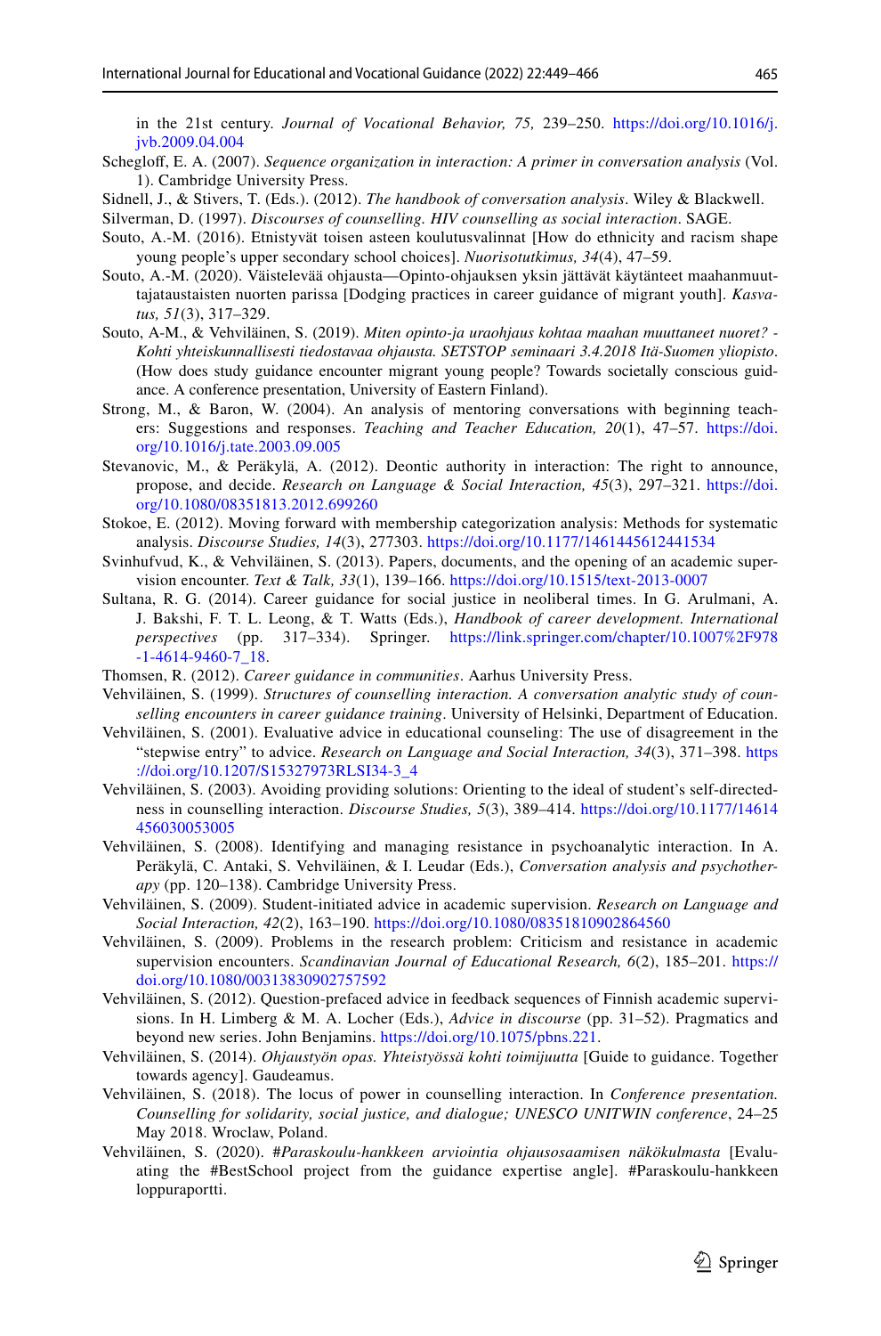in the 21st century. *Journal of Vocational Behavior, 75,* 239–250. https://doi.org/10.1016/j.jvb.2009.04.004

Schegloff, E. A. (2007). *Sequence organization in interaction: A primer in conversation analysis* (Vol. 1). Cambridge University Press.

Sidnell, J., & Stivers, T. (Eds.). (2012). *The handbook of conversation analysis*. Wiley & Blackwell.

Silverman, D. (1997). *Discourses of counselling. HIV counselling as social interaction*. SAGE.

Souto, A.-M. (2016). Etnistyvät toisen asteen koulutusvalinnat [How do ethnicity and racism shape young people's upper secondary school choices]. *Nuorisotutkimus, 34*(4), 47–59.

Souto, A.-M. (2020). Väistelevää ohjausta—Opinto-ohjauksen yksin jättävät käytänteet maahanmuuttajataustaisten nuorten parissa [Dodging practices in career guidance of migrant youth]. *Kasvatus, 51*(3), 317–329.

Souto, A-M., & Vehviläinen, S. (2019). *Miten opinto-ja uraohjaus kohtaa maahan muuttaneet nuoret? - Kohti yhteiskunnallisesti tiedostavaa ohjausta. SETSTOP seminaari 3.4.2018 Itä-Suomen yliopisto*. (How does study guidance encounter migrant young people? Towards societally conscious guidance. A conference presentation, University of Eastern Finland).

Strong, M., & Baron, W. (2004). An analysis of mentoring conversations with beginning teachers: Suggestions and responses. *Teaching and Teacher Education, 20*(1), 47–57. https://doi.org/10.1016/j.tate.2003.09.005

Stevanovic, M., & Peräkylä, A. (2012). Deontic authority in interaction: The right to announce, propose, and decide. *Research on Language & Social Interaction, 45*(3), 297–321. https://doi.org/10.1080/08351813.2012.699260

Stokoe, E. (2012). Moving forward with membership categorization analysis: Methods for systematic analysis. *Discourse Studies, 14*(3), 277303. https://doi.org/10.1177/1461445612441534

Svinhufvud, K., & Vehviläinen, S. (2013). Papers, documents, and the opening of an academic supervision encounter. *Text & Talk, 33*(1), 139–166. https://doi.org/10.1515/text-2013-0007

Sultana, R. G. (2014). Career guidance for social justice in neoliberal times. In G. Arulmani, A. J. Bakshi, F. T. L. Leong, & T. Watts (Eds.), *Handbook of career development. International perspectives* (pp. 317–334). Springer. https://link.springer.com/chapter/10.1007%2F978-1-4614-9460-7_18.

Thomsen, R. (2012). *Career guidance in communities*. Aarhus University Press.

Vehviläinen, S. (1999). *Structures of counselling interaction. A conversation analytic study of counselling encounters in career guidance training*. University of Helsinki, Department of Education.

Vehviläinen, S. (2001). Evaluative advice in educational counseling: The use of disagreement in the "stepwise entry" to advice. *Research on Language and Social Interaction, 34*(3), 371–398. https://doi.org/10.1207/S15327973RLSI34-3_4

Vehviläinen, S. (2003). Avoiding providing solutions: Orienting to the ideal of student's self-directedness in counselling interaction. *Discourse Studies, 5*(3), 389–414. https://doi.org/10.1177/14614456030053005

Vehviläinen, S. (2008). Identifying and managing resistance in psychoanalytic interaction. In A. Peräkylä, C. Antaki, S. Vehviläinen, & I. Leudar (Eds.), *Conversation analysis and psychotherapy* (pp. 120–138). Cambridge University Press.

Vehviläinen, S. (2009). Student-initiated advice in academic supervision. *Research on Language and Social Interaction, 42*(2), 163–190. https://doi.org/10.1080/08351810902864560

Vehviläinen, S. (2009). Problems in the research problem: Criticism and resistance in academic supervision encounters. *Scandinavian Journal of Educational Research, 6*(2), 185–201. https://doi.org/10.1080/00313830902757592

Vehviläinen, S. (2012). Question-prefaced advice in feedback sequences of Finnish academic supervisions. In H. Limberg & M. A. Locher (Eds.), *Advice in discourse* (pp. 31–52). Pragmatics and beyond new series. John Benjamins. https://doi.org/10.1075/pbns.221.

Vehviläinen, S. (2014). *Ohjaustyön opas. Yhteistyössä kohti toimijuutta* [Guide to guidance. Together towards agency]. Gaudeamus.

Vehviläinen, S. (2018). The locus of power in counselling interaction. In *Conference presentation. Counselling for solidarity, social justice, and dialogue; UNESCO UNITWIN conference*, 24–25 May 2018. Wroclaw, Poland.

Vehviläinen, S. (2020). *#Paraskoulu-hankkeen arviointia ohjausosaamisen näkökulmasta* [Evaluating the #BestSchool project from the guidance expertise angle]. #Paraskoulu-hankkeen loppuraportti.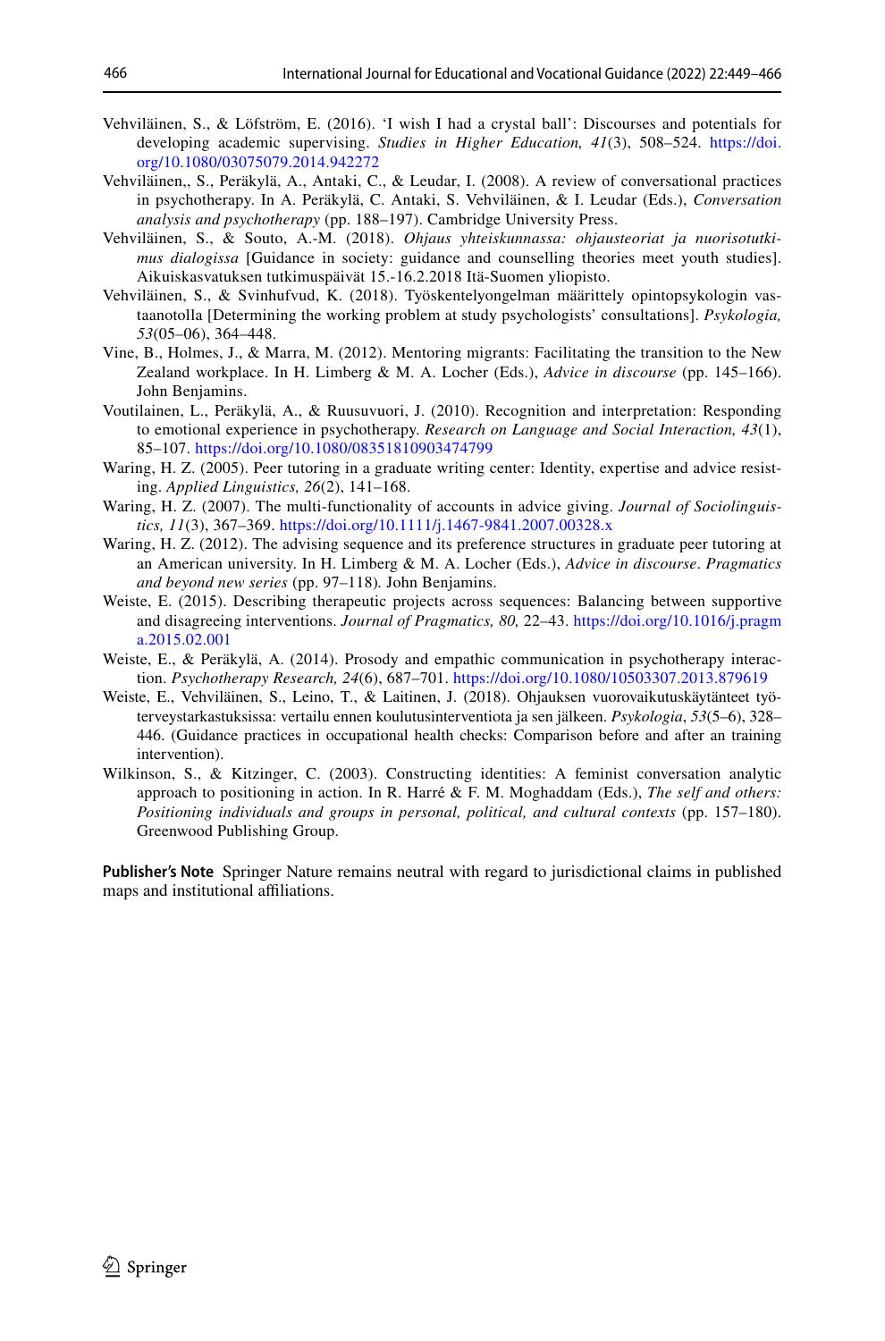Vehviläinen, S., & Löfström, E. (2016). 'I wish I had a crystal ball': Discourses and potentials for developing academic supervising. *Studies in Higher Education, 41*(3), 508–524. https://doi.org/10.1080/03075079.2014.942272

Vehviläinen,, S., Peräkylä, A., Antaki, C., & Leudar, I. (2008). A review of conversational practices in psychotherapy. In A. Peräkylä, C. Antaki, S. Vehviläinen, & I. Leudar (Eds.), *Conversation analysis and psychotherapy* (pp. 188–197). Cambridge University Press.

Vehviläinen, S., & Souto, A.-M. (2018). *Ohjaus yhteiskunnassa: ohjausteoriat ja nuorisotutkimus dialogissa* [Guidance in society: guidance and counselling theories meet youth studies]. Aikuiskasvatuksen tutkimuspäivät 15.-16.2.2018 Itä-Suomen yliopisto.

Vehviläinen, S., & Svinhufvud, K. (2018). Työskentelyongelman määrittely opintopsykologin vastaanotolla [Determining the working problem at study psychologists' consultations]. *Psykologia, 53*(05–06), 364–448.

Vine, B., Holmes, J., & Marra, M. (2012). Mentoring migrants: Facilitating the transition to the New Zealand workplace. In H. Limberg & M. A. Locher (Eds.), *Advice in discourse* (pp. 145–166). John Benjamins.

Voutilainen, L., Peräkylä, A., & Ruusuvuori, J. (2010). Recognition and interpretation: Responding to emotional experience in psychotherapy. *Research on Language and Social Interaction, 43*(1), 85–107. https://doi.org/10.1080/08351810903474799

Waring, H. Z. (2005). Peer tutoring in a graduate writing center: Identity, expertise and advice resisting. *Applied Linguistics, 26*(2), 141–168.

Waring, H. Z. (2007). The multi-functionality of accounts in advice giving. *Journal of Sociolinguistics, 11*(3), 367–369. https://doi.org/10.1111/j.1467-9841.2007.00328.x

Waring, H. Z. (2012). The advising sequence and its preference structures in graduate peer tutoring at an American university. In H. Limberg & M. A. Locher (Eds.), *Advice in discourse*. *Pragmatics and beyond new series* (pp. 97–118)*.* John Benjamins.

Weiste, E. (2015). Describing therapeutic projects across sequences: Balancing between supportive and disagreeing interventions. *Journal of Pragmatics, 80,* 22–43. https://doi.org/10.1016/j.pragma.2015.02.001

Weiste, E., & Peräkylä, A. (2014). Prosody and empathic communication in psychotherapy interaction. *Psychotherapy Research, 24*(6), 687–701. https://doi.org/10.1080/10503307.2013.879619

Weiste, E., Vehviläinen, S., Leino, T., & Laitinen, J. (2018). Ohjauksen vuorovaikutuskäytänteet työterveystarkastuksissa: vertailu ennen koulutusinterventiota ja sen jälkeen. *Psykologia*, *53*(5–6), 328–446. (Guidance practices in occupational health checks: Comparison before and after an training intervention).

Wilkinson, S., & Kitzinger, C. (2003). Constructing identities: A feminist conversation analytic approach to positioning in action. In R. Harré & F. M. Moghaddam (Eds.), *The self and others: Positioning individuals and groups in personal, political, and cultural contexts* (pp. 157–180). Greenwood Publishing Group.

**Publisher's Note** Springer Nature remains neutral with regard to jurisdictional claims in published maps and institutional affiliations.